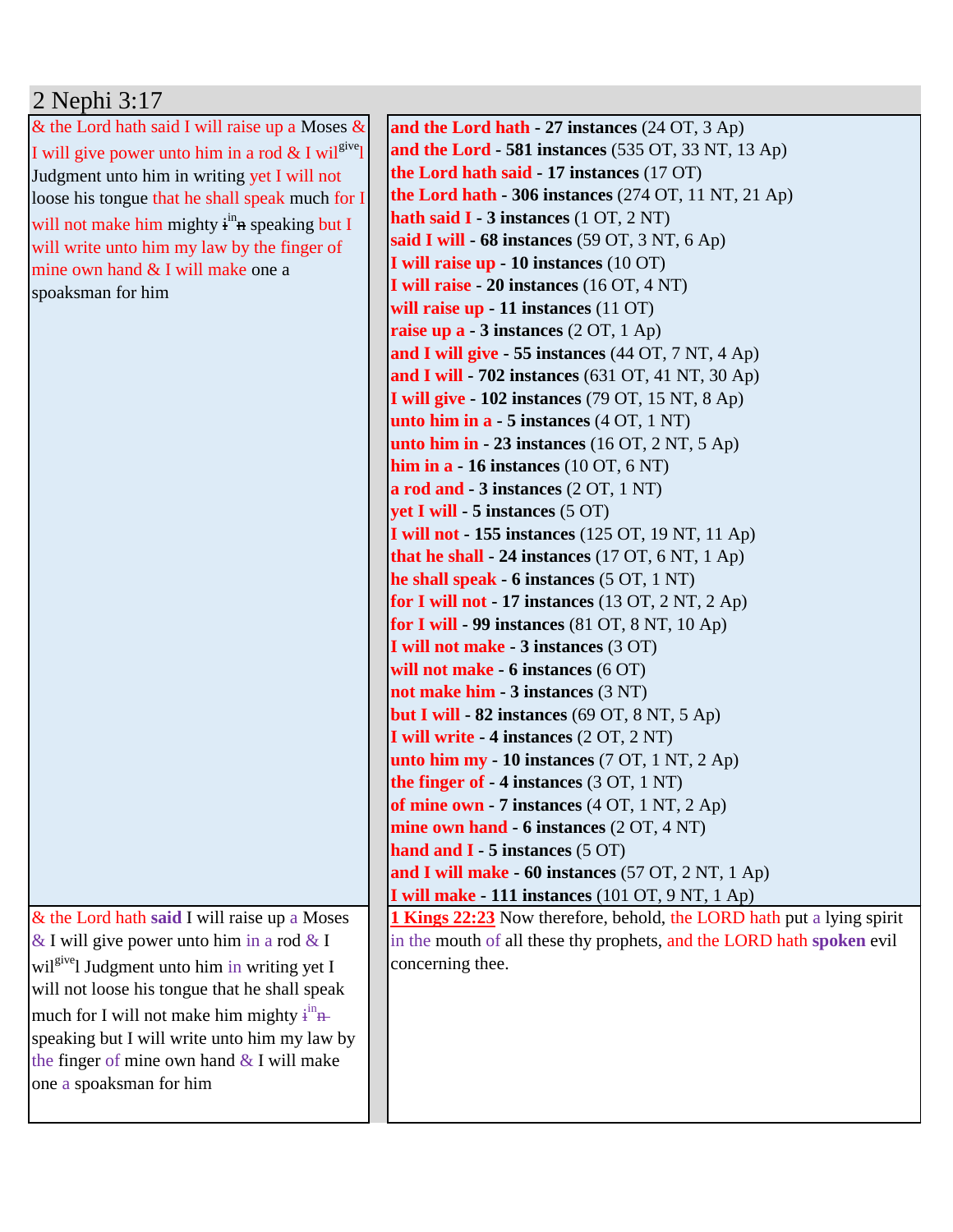# 2 Nephi 3:17

| | |
|---|---|
| & the Lord hath said I will raise up a Moses & I will give power unto him in a rod & I wil[give]l Judgment unto him in writing yet I will not loose his tongue that he shall speak much for I will not make him mighty ~~i~~[in]~~n~~ speaking but I will write unto him my law by the finger of mine own hand & I will make one a spoaksman for him | **and the Lord hath - 27 instances** (24 OT, 3 Ap)<br>**and the Lord - 581 instances** (535 OT, 33 NT, 13 Ap)<br>**the Lord hath said - 17 instances** (17 OT)<br>**the Lord hath - 306 instances** (274 OT, 11 NT, 21 Ap)<br>**hath said I - 3 instances** (1 OT, 2 NT)<br>**said I will - 68 instances** (59 OT, 3 NT, 6 Ap)<br>**I will raise up - 10 instances** (10 OT)<br>**I will raise - 20 instances** (16 OT, 4 NT)<br>**will raise up - 11 instances** (11 OT)<br>**raise up a - 3 instances** (2 OT, 1 Ap)<br>**and I will give - 55 instances** (44 OT, 7 NT, 4 Ap)<br>**and I will - 702 instances** (631 OT, 41 NT, 30 Ap)<br>**I will give - 102 instances** (79 OT, 15 NT, 8 Ap)<br>**unto him in a - 5 instances** (4 OT, 1 NT)<br>**unto him in - 23 instances** (16 OT, 2 NT, 5 Ap)<br>**him in a - 16 instances** (10 OT, 6 NT)<br>**a rod and - 3 instances** (2 OT, 1 NT)<br>**yet I will - 5 instances** (5 OT)<br>**I will not - 155 instances** (125 OT, 19 NT, 11 Ap)<br>**that he shall - 24 instances** (17 OT, 6 NT, 1 Ap)<br>**he shall speak - 6 instances** (5 OT, 1 NT)<br>**for I will not - 17 instances** (13 OT, 2 NT, 2 Ap)<br>**for I will - 99 instances** (81 OT, 8 NT, 10 Ap)<br>**I will not make - 3 instances** (3 OT)<br>**will not make - 6 instances** (6 OT)<br>**not make him - 3 instances** (3 NT)<br>**but I will - 82 instances** (69 OT, 8 NT, 5 Ap)<br>**I will write - 4 instances** (2 OT, 2 NT)<br>**unto him my - 10 instances** (7 OT, 1 NT, 2 Ap)<br>**the finger of - 4 instances** (3 OT, 1 NT)<br>**of mine own - 7 instances** (4 OT, 1 NT, 2 Ap)<br>**mine own hand - 6 instances** (2 OT, 4 NT)<br>**hand and I - 5 instances** (5 OT)<br>**and I will make - 60 instances** (57 OT, 2 NT, 1 Ap)<br>**I will make - 111 instances** (101 OT, 9 NT, 1 Ap) |
| & the Lord hath **said** I will raise up a Moses & I will give power unto him in a rod & I wil[give]l Judgment unto him in writing yet I will not loose his tongue that he shall speak much for I will not make him mighty ~~i~~[in]~~n~~ speaking but I will write unto him my law by the finger of mine own hand & I will make one a spoaksman for him | **1 Kings 22:23** Now therefore, behold, the LORD hath put a lying spirit in the mouth of all these thy prophets, and the LORD hath **spoken** evil concerning thee. |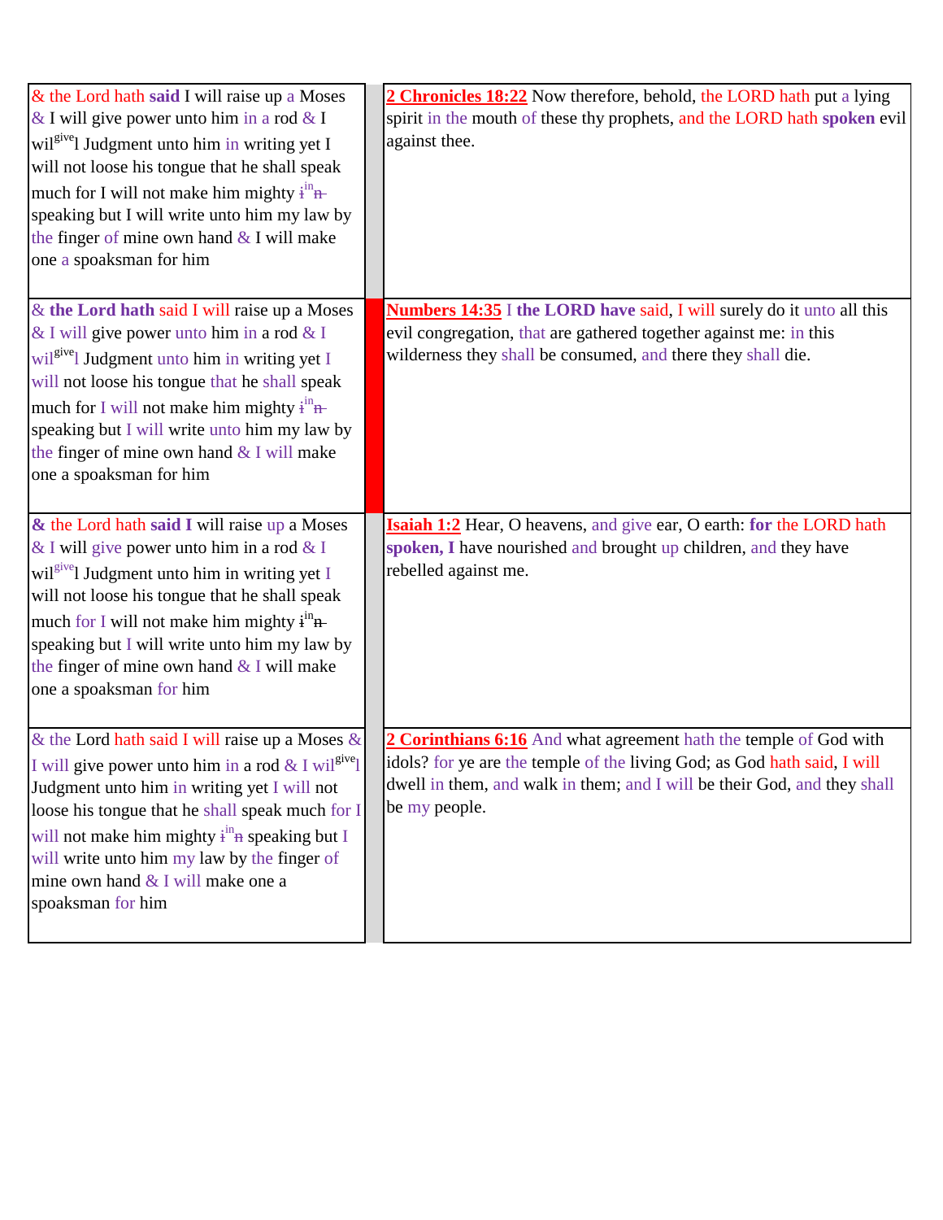| | | |
|---|---|---|
| & the Lord hath **said** I will raise up a Moses & I will give power unto him in a rod & I wil[give]l Judgment unto him in writing yet I will not loose his tongue that he shall speak much for I will not make him mighty ~~i~~[in]~~n~~ speaking but I will write unto him my law by the finger of mine own hand & I will make one a spoaksman for him | | **2 Chronicles 18:22** Now therefore, behold, the LORD hath put a lying spirit in the mouth of these thy prophets, and the LORD hath **spoken** evil against thee. |
| & **the Lord hath** said I will raise up a Moses & I will give power unto him in a rod & I wil[give]l Judgment unto him in writing yet I will not loose his tongue that he shall speak much for I will not make him mighty ~~i~~[in]~~n~~ speaking but I will write unto him my law by the finger of mine own hand & I will make one a spoaksman for him | | **Numbers 14:35** I **the LORD have** said, I will surely do it unto all this evil congregation, that are gathered together against me: in this wilderness they shall be consumed, and there they shall die. |
| **&** the Lord hath **said I** will raise up a Moses & I will give power unto him in a rod & I wil[give]l Judgment unto him in writing yet I will not loose his tongue that he shall speak much for I will not make him mighty ~~i~~[in]~~n~~ speaking but I will write unto him my law by the finger of mine own hand & I will make one a spoaksman for him | | **Isaiah 1:2** Hear, O heavens, and give ear, O earth: **for** the LORD hath **spoken, I** have nourished and brought up children, and they have rebelled against me. |
| & the Lord hath said I will raise up a Moses & I will give power unto him in a rod & I wil[give]l Judgment unto him in writing yet I will not loose his tongue that he shall speak much for I will not make him mighty ~~i~~[in]~~n~~ speaking but I will write unto him my law by the finger of mine own hand & I will make one a spoaksman for him | | **2 Corinthians 6:16** And what agreement hath the temple of God with idols? for ye are the temple of the living God; as God hath said, I will dwell in them, and walk in them; and I will be their God, and they shall be my people. |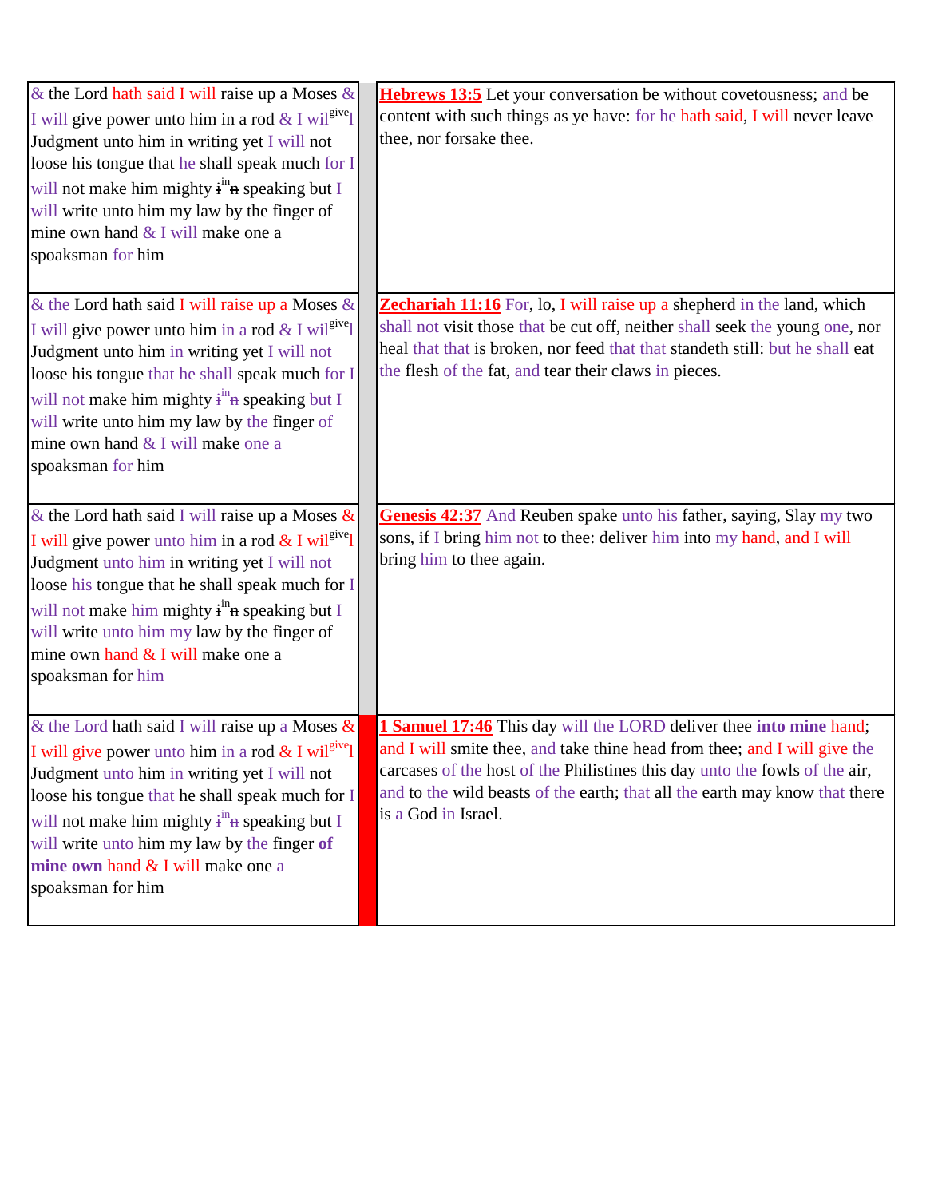| | | |
|---|---|---|
| & the Lord hath said I will raise up a Moses & I will give power unto him in a rod & I wil[give]l Judgment unto him in writing yet I will not loose his tongue that he shall speak much for I will not make him mighty ~~i~~[in]~~n~~ speaking but I will write unto him my law by the finger of mine own hand & I will make one a spoaksman for him | | **Hebrews 13:5** Let your conversation be without covetousness; and be content with such things as ye have: for he hath said, I will never leave thee, nor forsake thee. |
| & the Lord hath said I will raise up a Moses & I will give power unto him in a rod & I wil[give]l Judgment unto him in writing yet I will not loose his tongue that he shall speak much for I will not make him mighty ~~i~~[in]~~n~~ speaking but I will write unto him my law by the finger of mine own hand & I will make one a spoaksman for him | | **Zechariah 11:16** For, lo, I will raise up a shepherd in the land, which shall not visit those that be cut off, neither shall seek the young one, nor heal that that is broken, nor feed that that standeth still: but he shall eat the flesh of the fat, and tear their claws in pieces. |
| & the Lord hath said I will raise up a Moses & I will give power unto him in a rod & I wil[give]l Judgment unto him in writing yet I will not loose his tongue that he shall speak much for I will not make him mighty ~~i~~[in]~~n~~ speaking but I will write unto him my law by the finger of mine own hand & I will make one a spoaksman for him | | **Genesis 42:37** And Reuben spake unto his father, saying, Slay my two sons, if I bring him not to thee: deliver him into my hand, and I will bring him to thee again. |
| & the Lord hath said I will raise up a Moses & I will give power unto him in a rod & I wil[give]l Judgment unto him in writing yet I will not loose his tongue that he shall speak much for I will not make him mighty ~~i~~[in]~~n~~ speaking but I will write unto him my law by the finger **of mine own** hand & I will make one a spoaksman for him | | **1 Samuel 17:46** This day will the LORD deliver thee **into mine** hand; and I will smite thee, and take thine head from thee; and I will give the carcases of the host of the Philistines this day unto the fowls of the air, and to the wild beasts of the earth; that all the earth may know that there is a God in Israel. |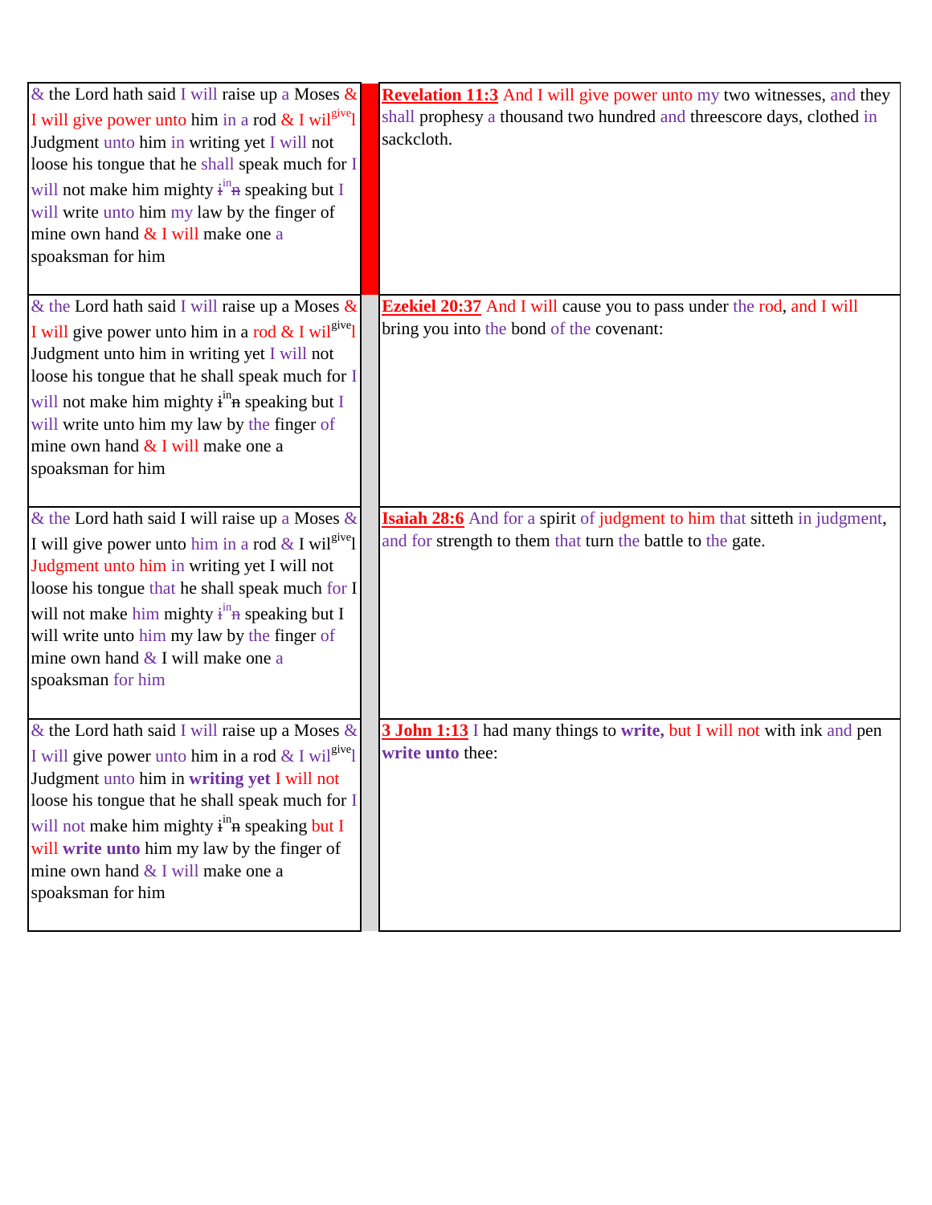| & the Lord hath said I will raise up a Moses & I will give power unto him in a rod & I wil[give]l Judgment unto him in writing yet I will not loose his tongue that he shall speak much for I will not make him mighty ~~i~~[in]~~n~~ speaking but I will write unto him my law by the finger of mine own hand & I will make one a spoaksman for him | | **Revelation 11:3** And I will give power unto my two witnesses, and they shall prophesy a thousand two hundred and threescore days, clothed in sackcloth. |
|---|---|---|
| & the Lord hath said I will raise up a Moses & I will give power unto him in a rod & I wil[give]l Judgment unto him in writing yet I will not loose his tongue that he shall speak much for I will not make him mighty ~~i~~[in]~~n~~ speaking but I will write unto him my law by the finger of mine own hand & I will make one a spoaksman for him | | **Ezekiel 20:37** And I will cause you to pass under the rod, and I will bring you into the bond of the covenant: |
| & the Lord hath said I will raise up a Moses & I will give power unto him in a rod & I wil[give]l Judgment unto him in writing yet I will not loose his tongue that he shall speak much for I will not make him mighty ~~i~~[in]~~n~~ speaking but I will write unto him my law by the finger of mine own hand & I will make one a spoaksman for him | | **Isaiah 28:6** And for a spirit of judgment to him that sitteth in judgment, and for strength to them that turn the battle to the gate. |
| & the Lord hath said I will raise up a Moses & I will give power unto him in a rod & I wil[give]l Judgment unto him in **writing yet** I will not loose his tongue that he shall speak much for I will not make him mighty ~~i~~[in]~~n~~ speaking but I will **write unto** him my law by the finger of mine own hand & I will make one a spoaksman for him | | **3 John 1:13** I had many things to **write,** but I will not with ink and pen **write unto** thee: |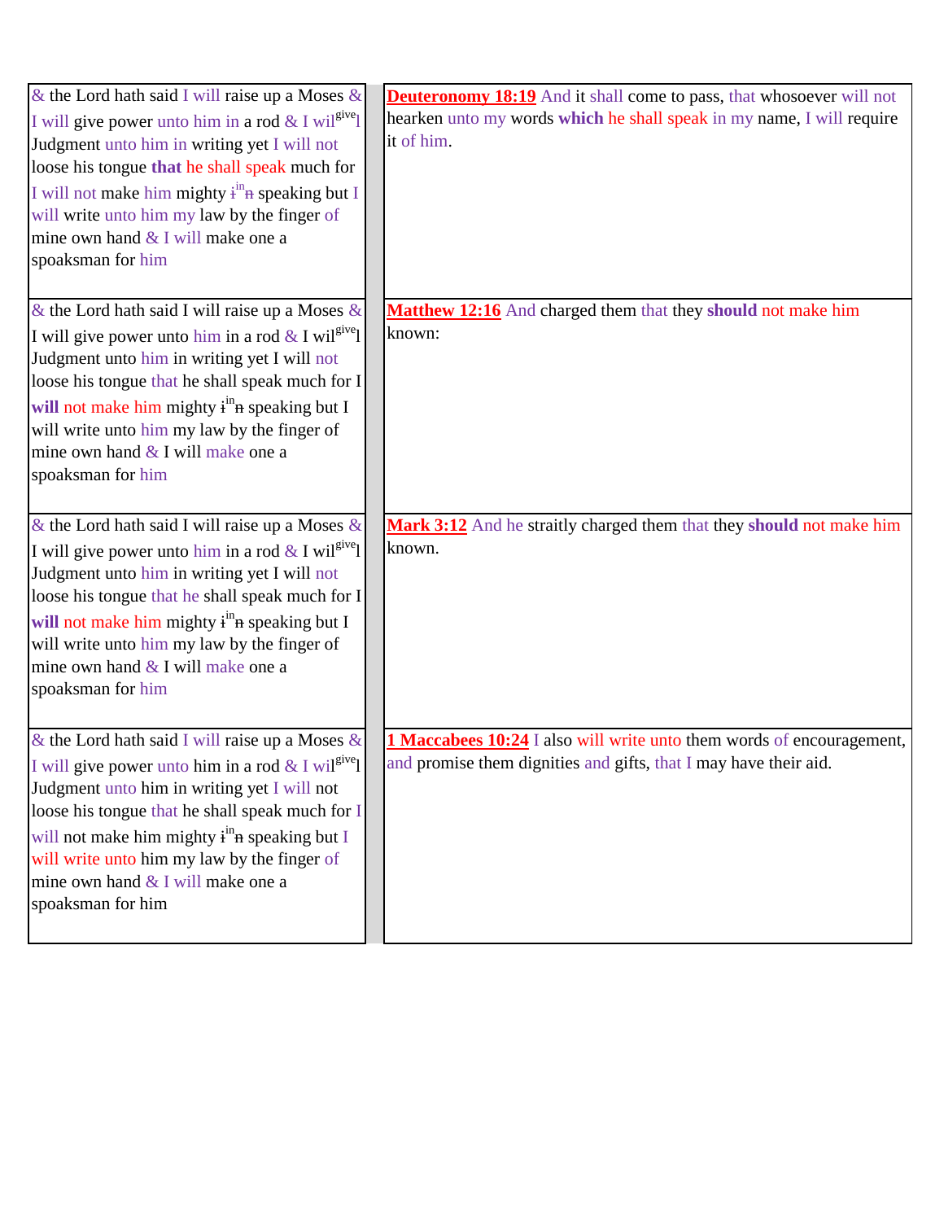| | |
|---|---|
| & the Lord hath said I will raise up a Moses & I will give power unto him in a rod & I wil[give]l Judgment unto him in writing yet I will not loose his tongue **that** he shall speak much for I will not make him mighty ~~i~~[in]~~n~~ speaking but I will write unto him my law by the finger of mine own hand & I will make one a spoaksman for him | **Deuteronomy 18:19** And it shall come to pass, that whosoever will not hearken unto my words **which** he shall speak in my name, I will require it of him. |
| & the Lord hath said I will raise up a Moses & I will give power unto him in a rod & I wil[give]l Judgment unto him in writing yet I will not loose his tongue that he shall speak much for I **will** not make him mighty ~~i~~[in]~~n~~ speaking but I will write unto him my law by the finger of mine own hand & I will make one a spoaksman for him | **Matthew 12:16** And charged them that they **should** not make him known: |
| & the Lord hath said I will raise up a Moses & I will give power unto him in a rod & I wil[give]l Judgment unto him in writing yet I will not loose his tongue that he shall speak much for I **will** not make him mighty ~~i~~[in]~~n~~ speaking but I will write unto him my law by the finger of mine own hand & I will make one a spoaksman for him | **Mark 3:12** And he straitly charged them that they **should** not make him known. |
| & the Lord hath said I will raise up a Moses & I will give power unto him in a rod & I wil[give]l Judgment unto him in writing yet I will not loose his tongue that he shall speak much for I will not make him mighty ~~i~~[in]~~n~~ speaking but I will write unto him my law by the finger of mine own hand & I will make one a spoaksman for him | **1 Maccabees 10:24** I also will write unto them words of encouragement, and promise them dignities and gifts, that I may have their aid. |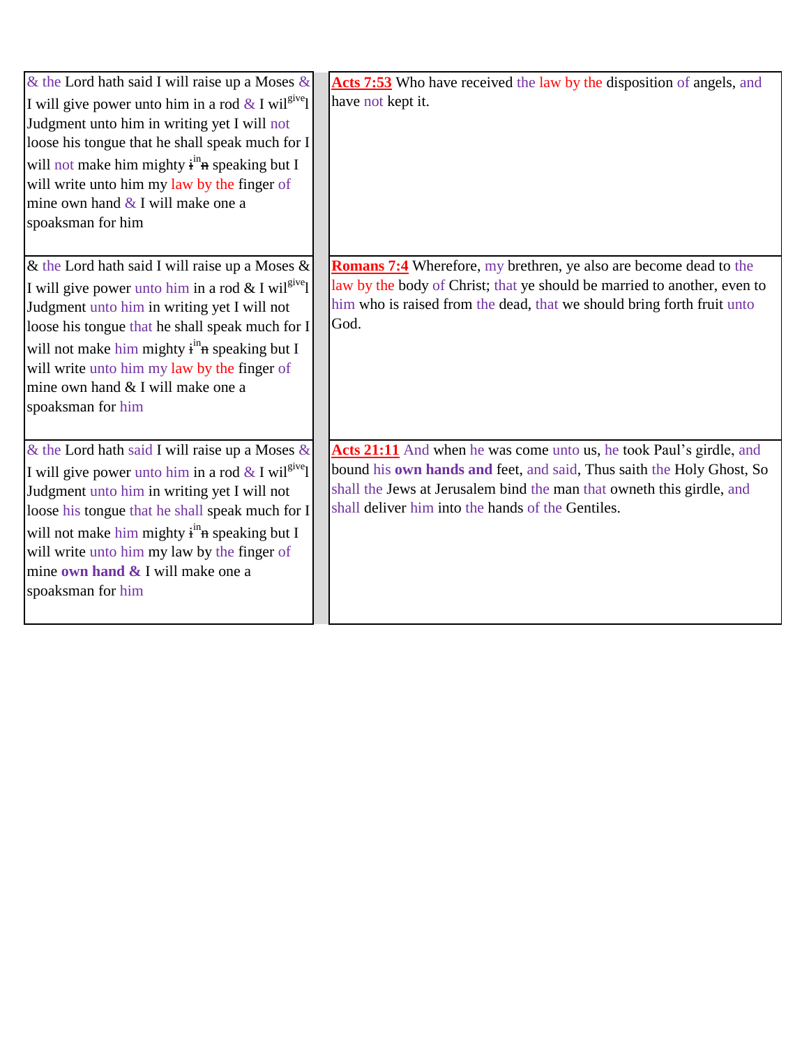| | |
|---|---|
| & the Lord hath said I will raise up a Moses & I will give power unto him in a rod & I wil[give]l Judgment unto him in writing yet I will not loose his tongue that he shall speak much for I will not make him mighty ~~i~~[in]~~n~~ speaking but I will write unto him my law by the finger of mine own hand & I will make one a spoaksman for him | **Acts 7:53** Who have received the law by the disposition of angels, and have not kept it. |
| & the Lord hath said I will raise up a Moses & I will give power unto him in a rod & I wil[give]l Judgment unto him in writing yet I will not loose his tongue that he shall speak much for I will not make him mighty ~~i~~[in]~~n~~ speaking but I will write unto him my law by the finger of mine own hand & I will make one a spoaksman for him | **Romans 7:4** Wherefore, my brethren, ye also are become dead to the law by the body of Christ; that ye should be married to another, even to him who is raised from the dead, that we should bring forth fruit unto God. |
| & the Lord hath said I will raise up a Moses & I will give power unto him in a rod & I wil[give]l Judgment unto him in writing yet I will not loose his tongue that he shall speak much for I will not make him mighty ~~i~~[in]~~n~~ speaking but I will write unto him my law by the finger of mine **own hand &** I will make one a spoaksman for him | **Acts 21:11** And when he was come unto us, he took Paul's girdle, and bound his **own hands and** feet, and said, Thus saith the Holy Ghost, So shall the Jews at Jerusalem bind the man that owneth this girdle, and shall deliver him into the hands of the Gentiles. |